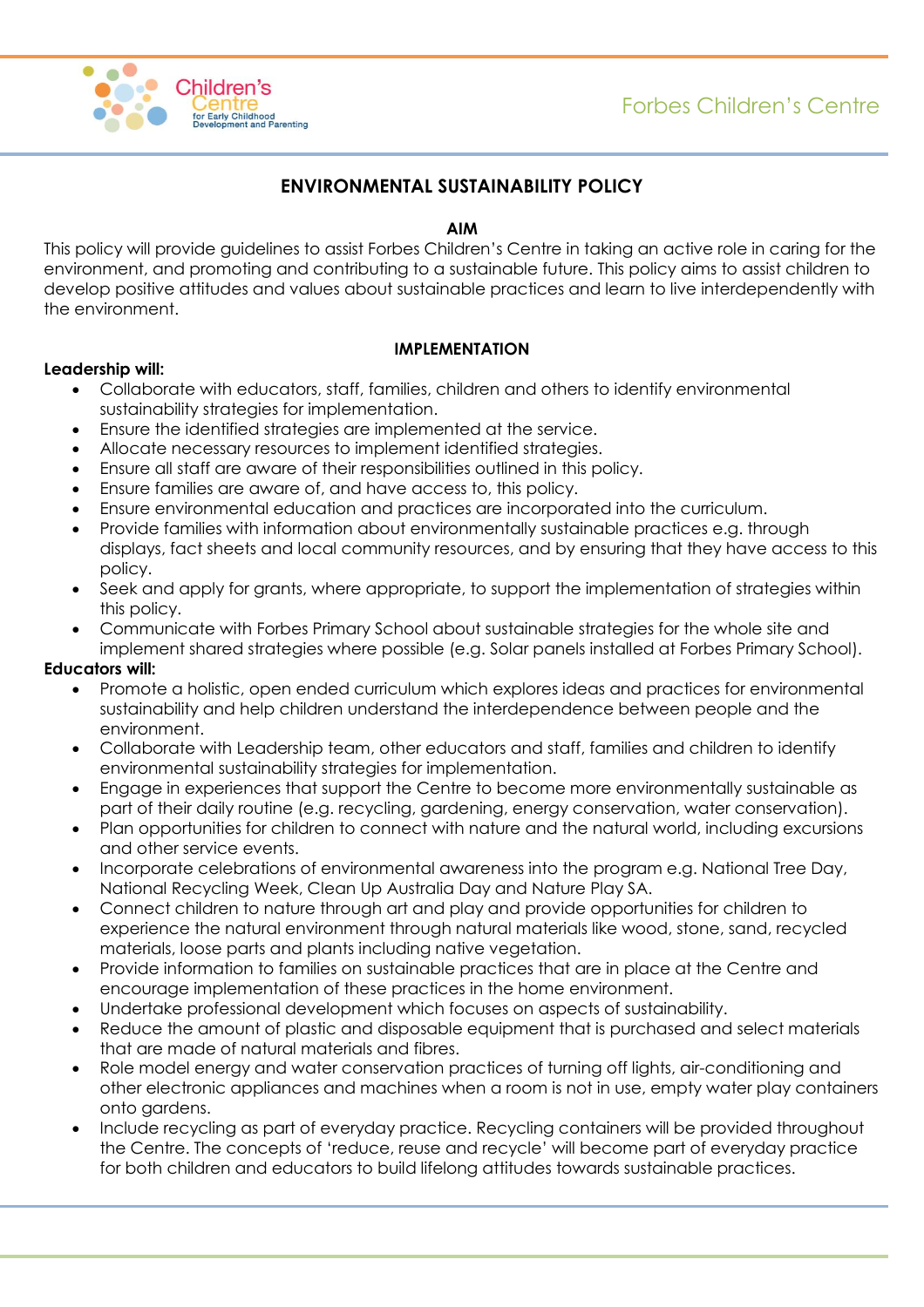# ENVIRONMENTAL SUSTAINABILITY POLICY

## AIM

This policy will provide guidelines to assist Forbes Children's Centre in taking an active role in caring for the environment, and promoting and contributing to a sustainable future. This policy aims to assist children to develop positive attitudes and values about sustainable practices and learn to live interdependently with the environment.

## IMPLEMENTATION

**Leadership will:**

- Collaborate with educators, staff, families, children and others to identify environmental sustainability strategies for implementation.
- Ensure the identified strategies are implemented at the service.
- Allocate necessary resources to implement identified strategies.
- Ensure all staff are aware of their responsibilities outlined in this policy.
- Ensure families are aware of, and have access to, this policy.
- Ensure environmental education and practices are incorporated into the curriculum.
- Provide families with information about environmentally sustainable practices e.g. through displays, fact sheets and local community resources, and by ensuring that they have access to this policy.
- Seek and apply for grants, where appropriate, to support the implementation of strategies within this policy.
- Communicate with Forbes Primary School about sustainable strategies for the whole site and implement shared strategies where possible (e.g. Solar panels installed at Forbes Primary School).

**Educators will:**

- Promote a holistic, open ended curriculum which explores ideas and practices for environmental sustainability and help children understand the interdependence between people and the environment.
- Collaborate with Leadership team, other educators and staff, families and children to identify environmental sustainability strategies for implementation.
- Engage in experiences that support the Centre to become more environmentally sustainable as part of their daily routine (e.g. recycling, gardening, energy conservation, water conservation).
- Plan opportunities for children to connect with nature and the natural world, including excursions and other service events.
- Incorporate celebrations of environmental awareness into the program e.g. National Tree Day, National Recycling Week, Clean Up Australia Day and Nature Play SA.
- Connect children to nature through art and play and provide opportunities for children to experience the natural environment through natural materials like wood, stone, sand, recycled materials, loose parts and plants including native vegetation.
- Provide information to families on sustainable practices that are in place at the Centre and encourage implementation of these practices in the home environment.
- Undertake professional development which focuses on aspects of sustainability.
- Reduce the amount of plastic and disposable equipment that is purchased and select materials that are made of natural materials and fibres.
- Role model energy and water conservation practices of turning off lights, air-conditioning and other electronic appliances and machines when a room is not in use, empty water play containers onto gardens.
- Include recycling as part of everyday practice. Recycling containers will be provided throughout the Centre. The concepts of 'reduce, reuse and recycle' will become part of everyday practice for both children and educators to build lifelong attitudes towards sustainable practices.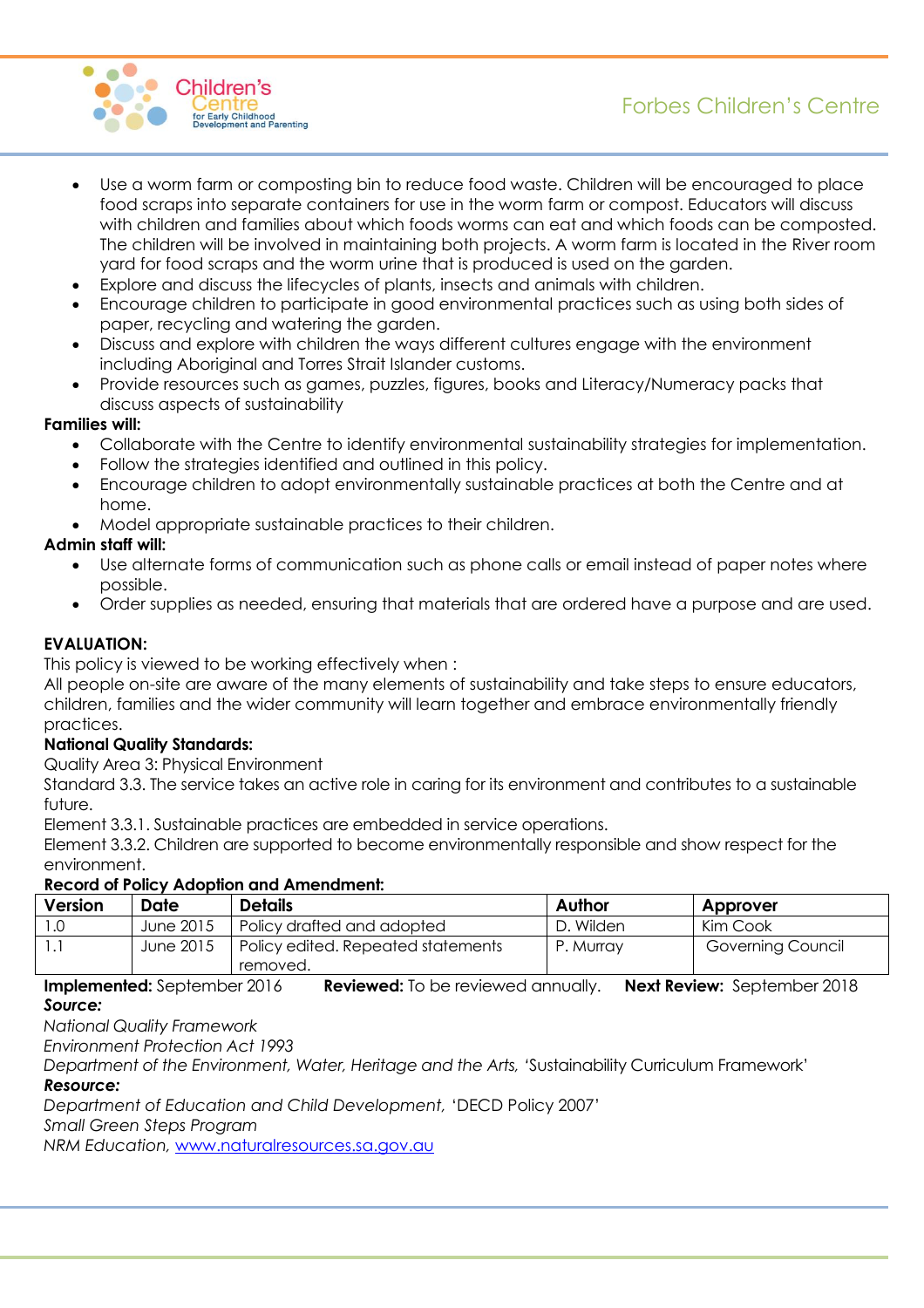- Use a worm farm or composting bin to reduce food waste. Children will be encouraged to place food scraps into separate containers for use in the worm farm or compost. Educators will discuss with children and families about which foods worms can eat and which foods can be composted. The children will be involved in maintaining both projects. A worm farm is located in the River room yard for food scraps and the worm urine that is produced is used on the garden.
- Explore and discuss the lifecycles of plants, insects and animals with children.
- Encourage children to participate in good environmental practices such as using both sides of paper, recycling and watering the garden.
- Discuss and explore with children the ways different cultures engage with the environment including Aboriginal and Torres Strait Islander customs.
- Provide resources such as games, puzzles, figures, books and Literacy/Numeracy packs that discuss aspects of sustainability

**Families will:**

- Collaborate with the Centre to identify environmental sustainability strategies for implementation.
- Follow the strategies identified and outlined in this policy.
- Encourage children to adopt environmentally sustainable practices at both the Centre and at home.
- Model appropriate sustainable practices to their children.

**Admin staff will:**

- Use alternate forms of communication such as phone calls or email instead of paper notes where possible.
- Order supplies as needed, ensuring that materials that are ordered have a purpose and are used.

**EVALUATION:**

This policy is viewed to be working effectively when :
All people on-site are aware of the many elements of sustainability and take steps to ensure educators, children, families and the wider community will learn together and embrace environmentally friendly practices.

**National Quality Standards:**

Quality Area 3: Physical Environment
Standard 3.3. The service takes an active role in caring for its environment and contributes to a sustainable future.
Element 3.3.1. Sustainable practices are embedded in service operations.
Element 3.3.2. Children are supported to become environmentally responsible and show respect for the environment.

**Record of Policy Adoption and Amendment:**

| Version | Date | Details | Author | Approver |
|---|---|---|---|---|
| 1.0 | June 2015 | Policy drafted and adopted | D. Wilden | Kim Cook |
| 1.1 | June 2015 | Policy edited. Repeated statements removed. | P. Murray | Governing Council |

**Implemented:** September 2016 **Reviewed:** To be reviewed annually. **Next Review:** September 2018

***Source:***

*National Quality Framework*
*Environment Protection Act 1993*
*Department of the Environment, Water, Heritage and the Arts,* 'Sustainability Curriculum Framework'

***Resource:***

*Department of Education and Child Development,* 'DECD Policy 2007'
*Small Green Steps Program*
*NRM Education,* www.naturalresources.sa.gov.au